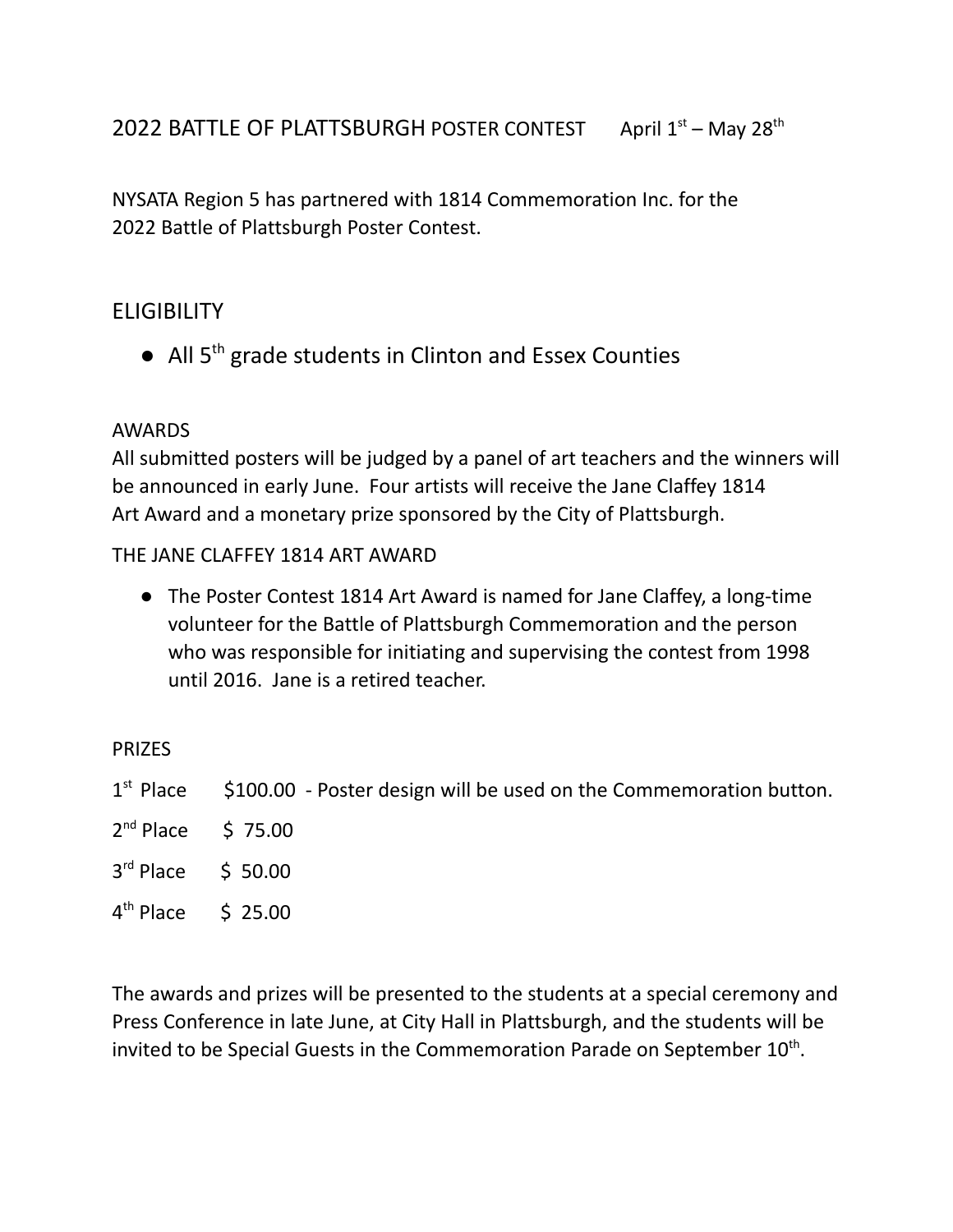# 2022 BATTLE OF PLATTSBURGH POSTER CONTEST     April 1st – May 28th

NYSATA Region 5 has partnered with 1814 Commemoration Inc. for the 2022 Battle of Plattsburgh Poster Contest.

## ELIGIBILITY

- All 5th grade students in Clinton and Essex Counties

### AWARDS

All submitted posters will be judged by a panel of art teachers and the winners will be announced in early June. Four artists will receive the Jane Claffey 1814 Art Award and a monetary prize sponsored by the City of Plattsburgh.

### THE JANE CLAFFEY 1814 ART AWARD

- The Poster Contest 1814 Art Award is named for Jane Claffey, a long-time volunteer for the Battle of Plattsburgh Commemoration and the person who was responsible for initiating and supervising the contest from 1998 until 2016. Jane is a retired teacher.

### PRIZES

| Place | Prize |
| --- | --- |
| 1st Place | $100.00 - Poster design will be used on the Commemoration button. |
| 2nd Place | $ 75.00 |
| 3rd Place | $ 50.00 |
| 4th Place | $ 25.00 |

The awards and prizes will be presented to the students at a special ceremony and Press Conference in late June, at City Hall in Plattsburgh, and the students will be invited to be Special Guests in the Commemoration Parade on September 10th.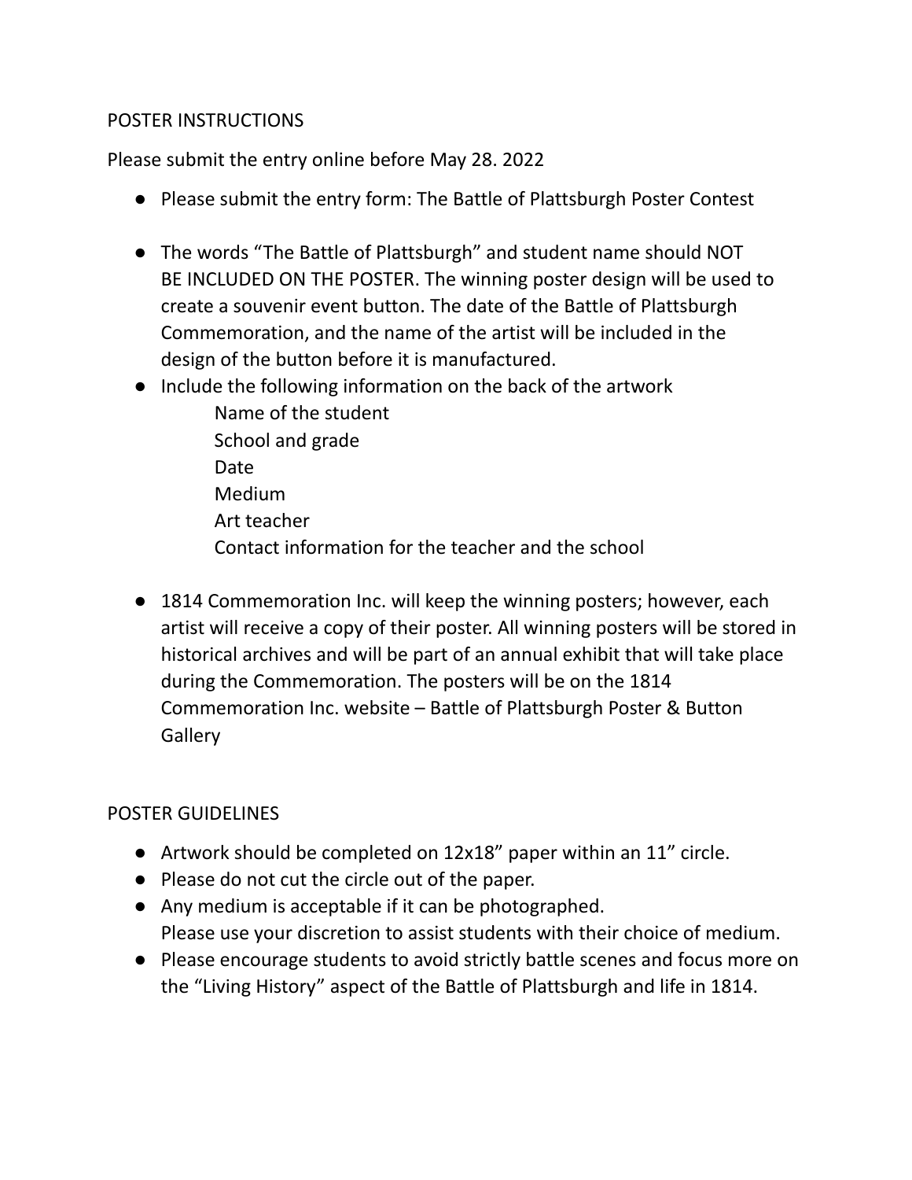## POSTER INSTRUCTIONS

Please submit the entry online before May 28. 2022

- Please submit the entry form: The Battle of Plattsburgh Poster Contest
- The words "The Battle of Plattsburgh" and student name should NOT BE INCLUDED ON THE POSTER. The winning poster design will be used to create a souvenir event button. The date of the Battle of Plattsburgh Commemoration, and the name of the artist will be included in the design of the button before it is manufactured.
- Include the following information on the back of the artwork
  - Name of the student
  - School and grade
  - Date
  - Medium
  - Art teacher
  - Contact information for the teacher and the school
- 1814 Commemoration Inc. will keep the winning posters; however, each artist will receive a copy of their poster. All winning posters will be stored in historical archives and will be part of an annual exhibit that will take place during the Commemoration. The posters will be on the 1814 Commemoration Inc. website – Battle of Plattsburgh Poster & Button Gallery

## POSTER GUIDELINES

- Artwork should be completed on 12x18" paper within an 11" circle.
- Please do not cut the circle out of the paper.
- Any medium is acceptable if it can be photographed. Please use your discretion to assist students with their choice of medium.
- Please encourage students to avoid strictly battle scenes and focus more on the "Living History" aspect of the Battle of Plattsburgh and life in 1814.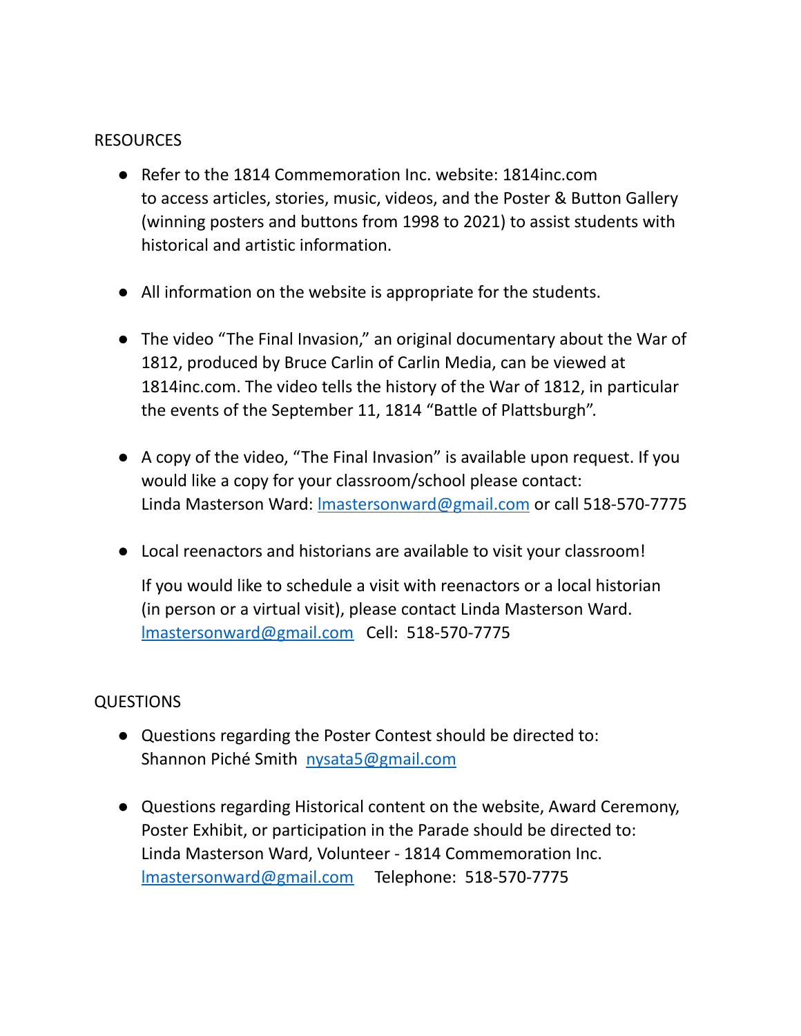## RESOURCES

- Refer to the 1814 Commemoration Inc. website: 1814inc.com to access articles, stories, music, videos, and the Poster & Button Gallery (winning posters and buttons from 1998 to 2021) to assist students with historical and artistic information.

- All information on the website is appropriate for the students.

- The video "The Final Invasion," an original documentary about the War of 1812, produced by Bruce Carlin of Carlin Media, can be viewed at 1814inc.com. The video tells the history of the War of 1812, in particular the events of the September 11, 1814 "Battle of Plattsburgh".

- A copy of the video, "The Final Invasion" is available upon request. If you would like a copy for your classroom/school please contact: Linda Masterson Ward: lmastersonward@gmail.com or call 518-570-7775

- Local reenactors and historians are available to visit your classroom!

  If you would like to schedule a visit with reenactors or a local historian (in person or a virtual visit), please contact Linda Masterson Ward. lmastersonward@gmail.com Cell: 518-570-7775

## QUESTIONS

- Questions regarding the Poster Contest should be directed to: Shannon Piché Smith nysata5@gmail.com

- Questions regarding Historical content on the website, Award Ceremony, Poster Exhibit, or participation in the Parade should be directed to: Linda Masterson Ward, Volunteer - 1814 Commemoration Inc. lmastersonward@gmail.com Telephone: 518-570-7775